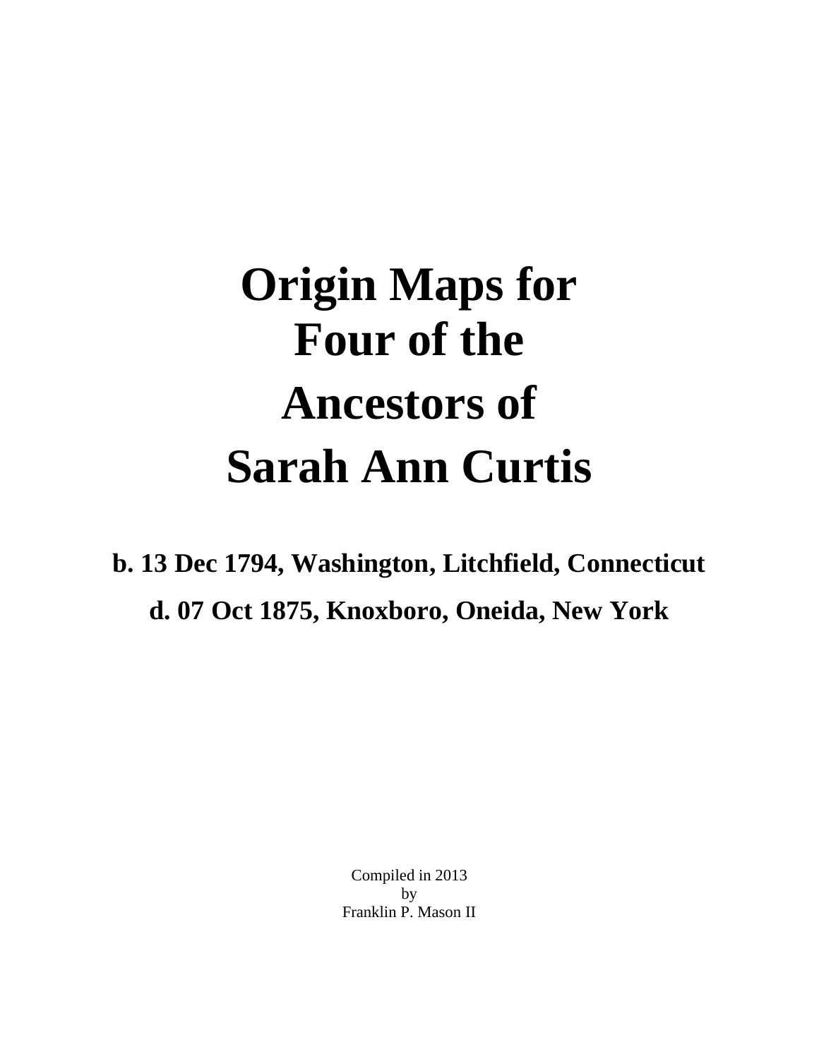# Origin Maps for Four of the Ancestors of Sarah Ann Curtis

**b. 13 Dec 1794, Washington, Litchfield, Connecticut**

**d. 07 Oct 1875, Knoxboro, Oneida, New York**

Compiled in 2013
by
Franklin P. Mason II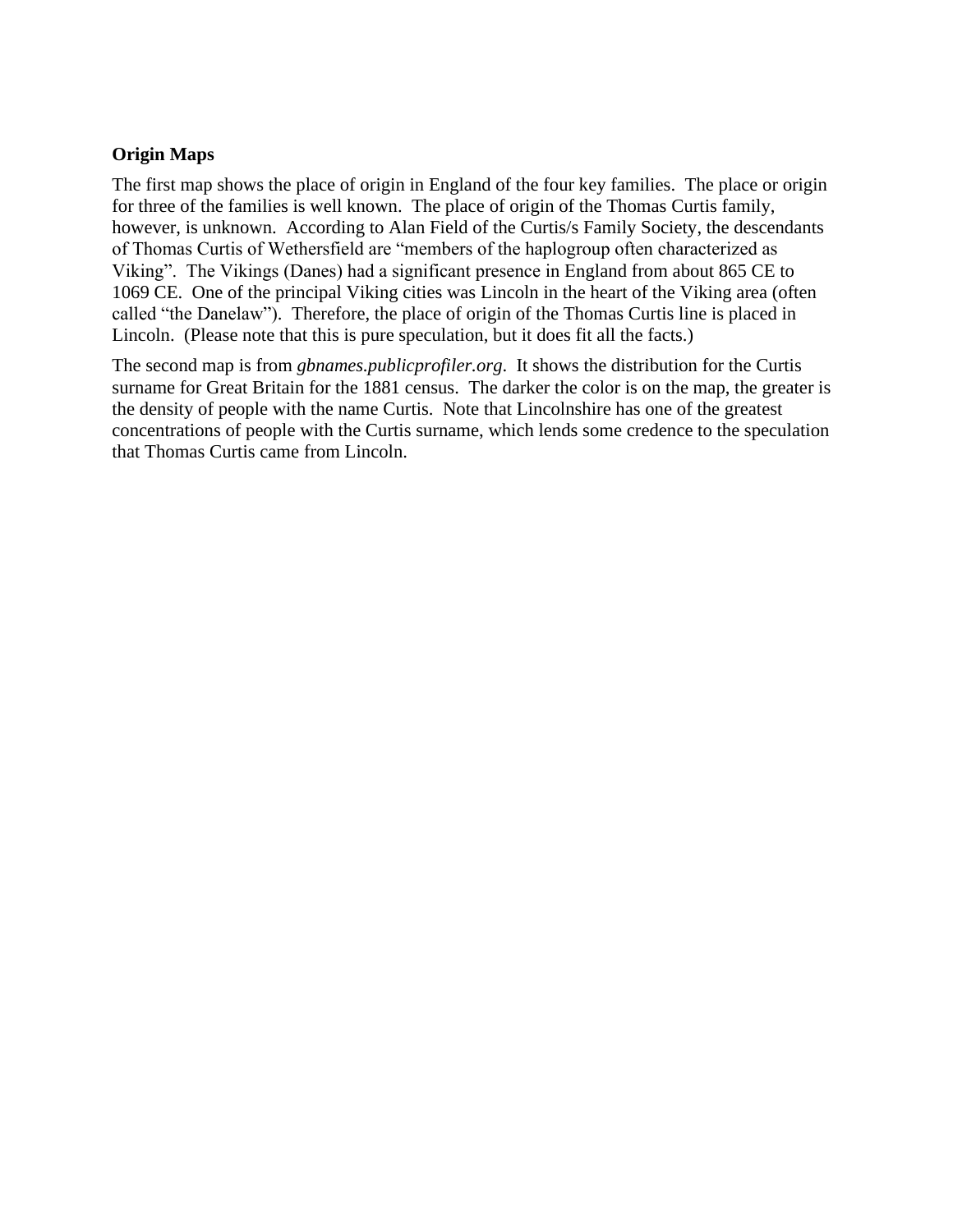**Origin Maps**

The first map shows the place of origin in England of the four key families. The place or origin for three of the families is well known. The place of origin of the Thomas Curtis family, however, is unknown. According to Alan Field of the Curtis/s Family Society, the descendants of Thomas Curtis of Wethersfield are "members of the haplogroup often characterized as Viking". The Vikings (Danes) had a significant presence in England from about 865 CE to 1069 CE. One of the principal Viking cities was Lincoln in the heart of the Viking area (often called "the Danelaw"). Therefore, the place of origin of the Thomas Curtis line is placed in Lincoln. (Please note that this is pure speculation, but it does fit all the facts.)

The second map is from *gbnames.publicprofiler.org*. It shows the distribution for the Curtis surname for Great Britain for the 1881 census. The darker the color is on the map, the greater is the density of people with the name Curtis. Note that Lincolnshire has one of the greatest concentrations of people with the Curtis surname, which lends some credence to the speculation that Thomas Curtis came from Lincoln.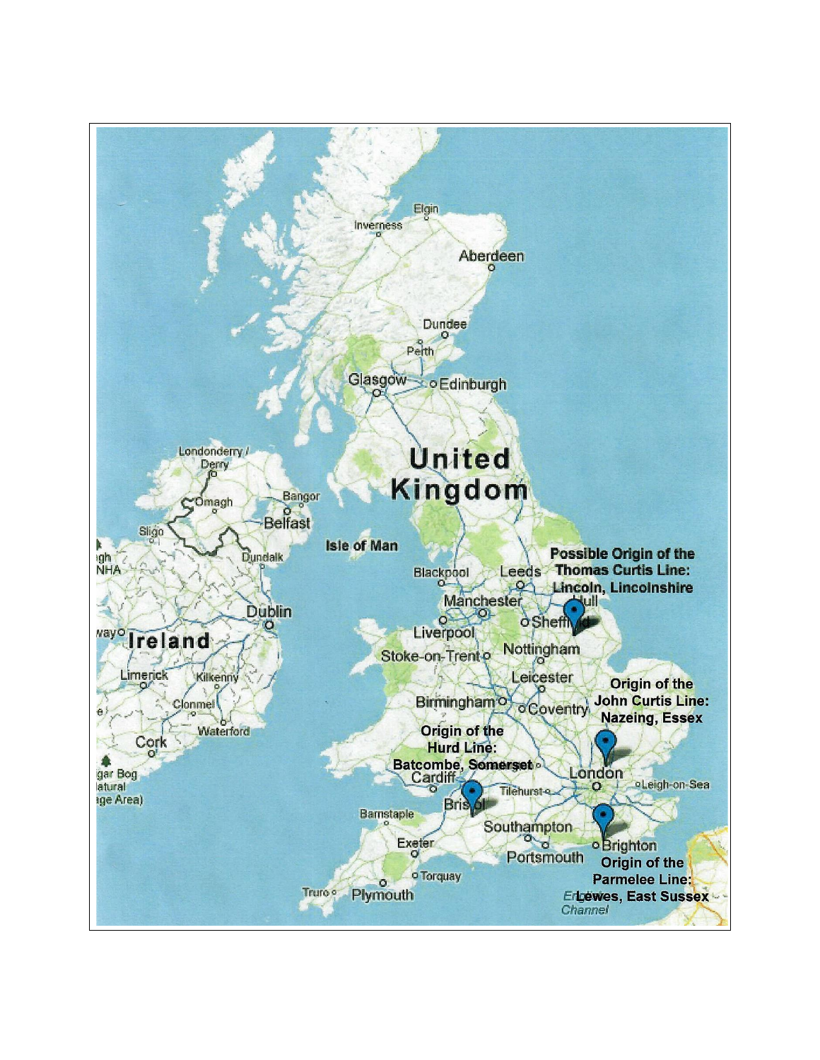Possible Origin of the Thomas Curtis Line: Lincoln, Lincolnshire

Origin of the John Curtis Line: Nazeing, Essex

Origin of the Hurd Line: Batcombe, Somerset

Origin of the Parmelee Line: Lewes, East Sussex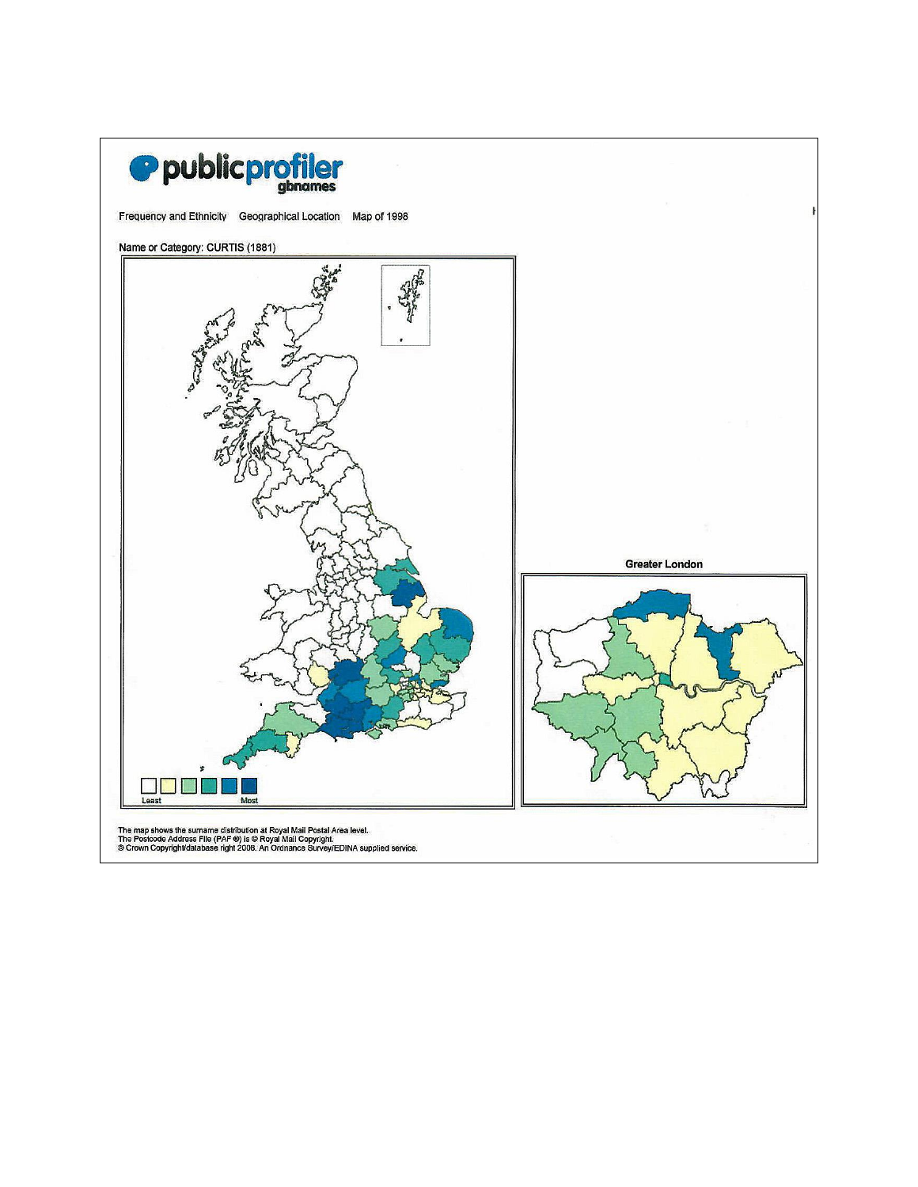publicprofiler
gbnames

Frequency and Ethnicity    Geographical Location    Map of 1998

Name or Category: CURTIS (1881)

Greater London

Least

Most

The map shows the surname distribution at Royal Mail Postal Area level.
The Postcode Address File (PAF ®) is © Royal Mail Copyright.
© Crown Copyright/database right 2006. An Ordnance Survey/EDINA supplied service.